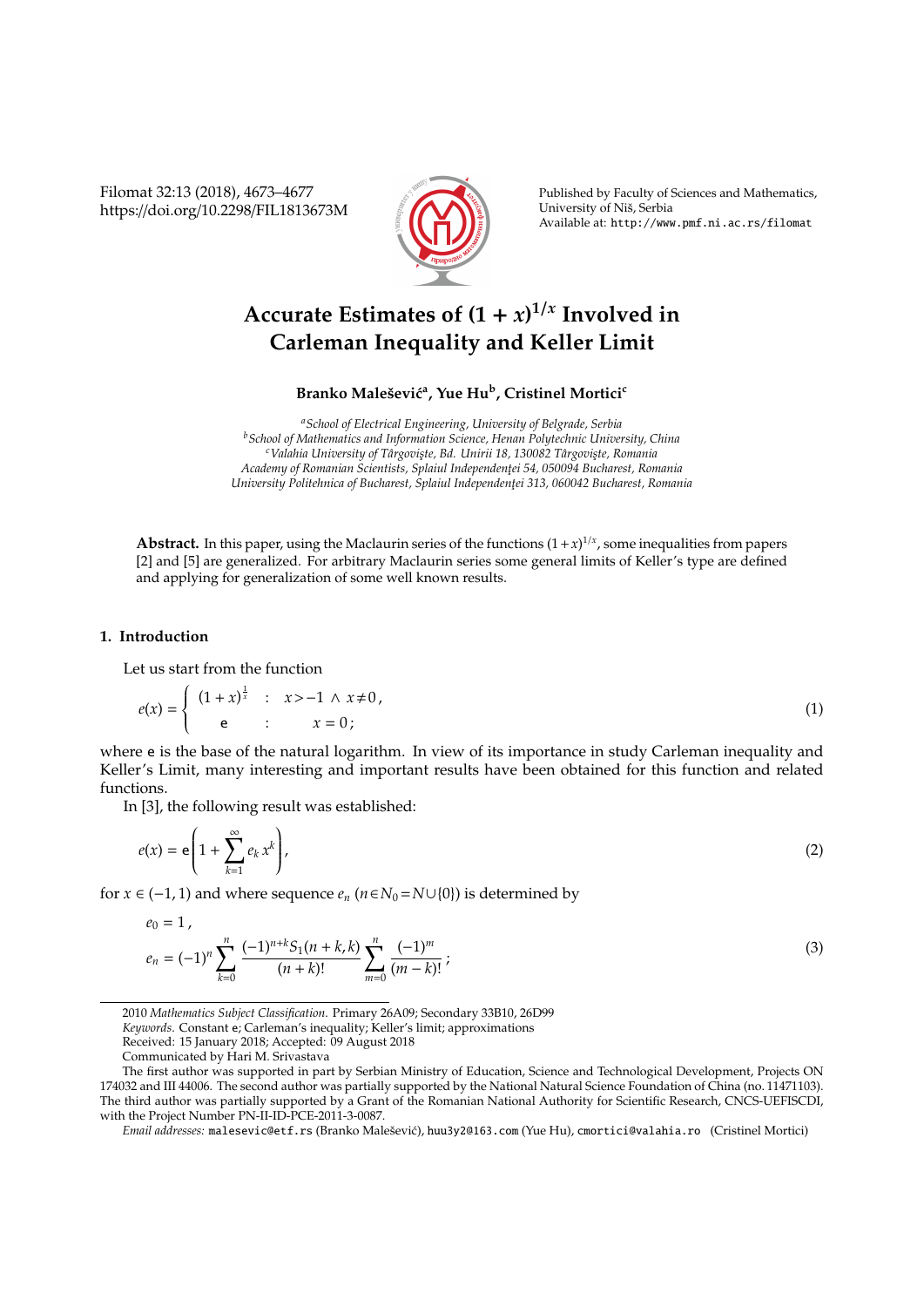# Accurate Estimates of $(1+x)^{1/x}$ Involved in Carleman Inequality and Keller Limit

**Branko Malešević[a], Yue Hu[b], Cristinel Mortici[c]**

[a] *School of Electrical Engineering, University of Belgrade, Serbia*
[b] *School of Mathematics and Information Science, Henan Polytechnic University, China*
[c] *Valahia University of Târgovişte, Bd. Unirii 18, 130082 Târgovişte, Romania*
*Academy of Romanian Scientists, Splaiul Independenţei 54, 050094 Bucharest, Romania*
*University Politehnica of Bucharest, Splaiul Independenţei 313, 060042 Bucharest, Romania*

**Abstract.** In this paper, using the Maclaurin series of the functions $(1+x)^{1/x}$, some inequalities from papers [2] and [5] are generalized. For arbitrary Maclaurin series some general limits of Keller's type are defined and applying for generalization of some well known results.

## 1. Introduction

Let us start from the function

$$e(x) = \begin{cases} (1+x)^{\frac{1}{x}} & : \quad x > -1 \wedge x \neq 0\,, \\ \mathsf{e} & : \quad x = 0\,; \end{cases} \tag{1}$$

where $\mathsf{e}$ is the base of the natural logarithm. In view of its importance in study Carleman inequality and Keller's Limit, many interesting and important results have been obtained for this function and related functions.

In [3], the following result was established:

$$e(x) = \mathsf{e}\left(1 + \sum_{k=1}^{\infty} e_k\, x^k\right), \tag{2}$$

for $x \in (-1, 1)$ and where sequence $e_n$ ($n \in N_0 = N \cup \{0\}$) is determined by

$$\begin{aligned} e_0 &= 1\,, \\ e_n &= (-1)^n \sum_{k=0}^{n} \frac{(-1)^{n+k} S_1(n+k, k)}{(n+k)!} \sum_{m=0}^{n} \frac{(-1)^m}{(m-k)!}\,; \end{aligned} \tag{3}$$

2010 *Mathematics Subject Classification.* Primary 26A09; Secondary 33B10, 26D99

*Keywords.* Constant $\mathsf{e}$; Carleman's inequality; Keller's limit; approximations

Received: 15 January 2018; Accepted: 09 August 2018

Communicated by Hari M. Srivastava

The first author was supported in part by Serbian Ministry of Education, Science and Technological Development, Projects ON 174032 and III 44006. The second author was partially supported by the National Natural Science Foundation of China (no. 11471103). The third author was partially supported by a Grant of the Romanian National Authority for Scientific Research, CNCS-UEFISCDI, with the Project Number PN-II-ID-PCE-2011-3-0087.

*Email addresses:* malesevic@etf.rs (Branko Malešević), huu3y2@163.com (Yue Hu), cmortici@valahia.ro (Cristinel Mortici)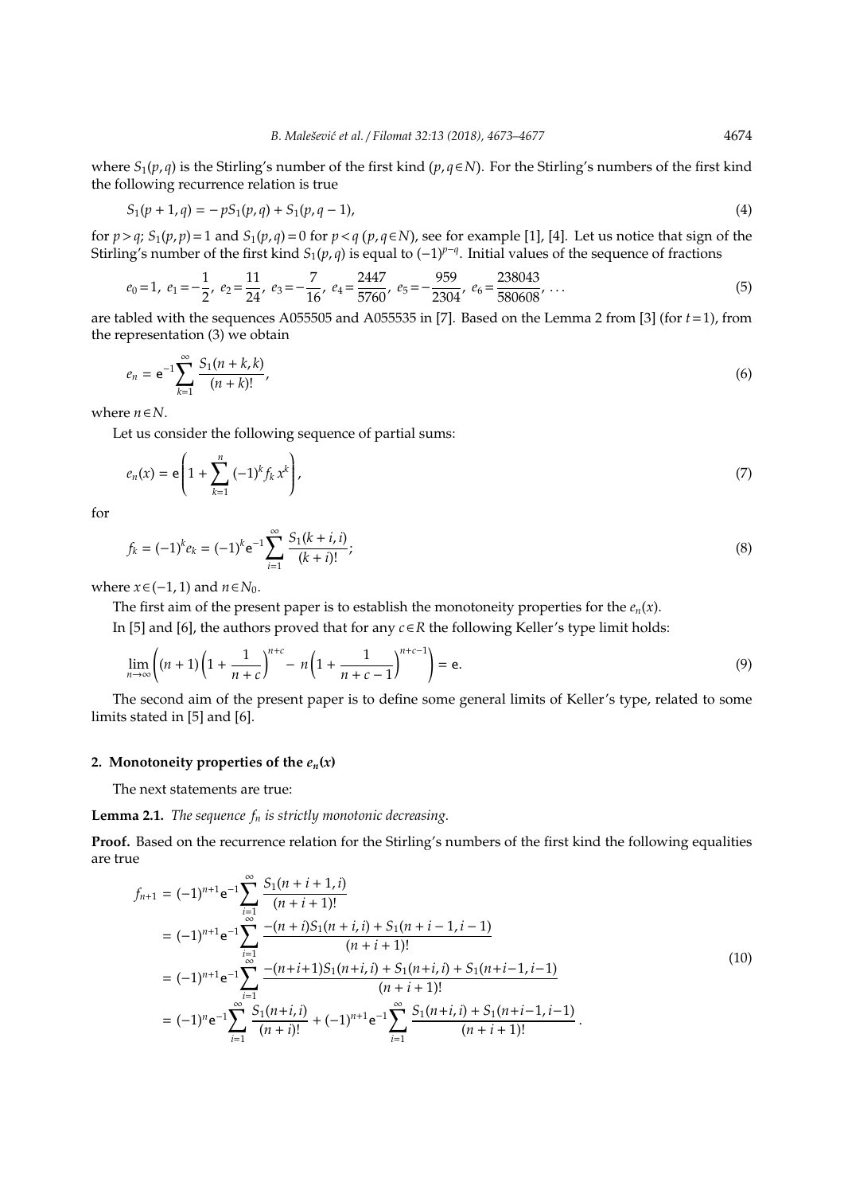where $S_1(p,q)$ is the Stirling's number of the first kind ($p, q \in N$). For the Stirling's numbers of the first kind the following recurrence relation is true

$$S_1(p+1,q) = -pS_1(p,q) + S_1(p,q-1), \tag{4}$$

for $p > q$; $S_1(p,p) = 1$ and $S_1(p,q) = 0$ for $p < q$ ($p, q \in N$), see for example [1], [4]. Let us notice that sign of the Stirling's number of the first kind $S_1(p,q)$ is equal to $(-1)^{p-q}$. Initial values of the sequence of fractions

$$e_0 = 1,\ e_1 = -\frac{1}{2},\ e_2 = \frac{11}{24},\ e_3 = -\frac{7}{16},\ e_4 = \frac{2447}{5760},\ e_5 = -\frac{959}{2304},\ e_6 = \frac{238043}{580608},\ \ldots \tag{5}$$

are tabled with the sequences A055505 and A055535 in [7]. Based on the Lemma 2 from [3] (for $t = 1$), from the representation (3) we obtain

$$e_n = \mathrm{e}^{-1} \sum_{k=1}^{\infty} \frac{S_1(n+k,k)}{(n+k)!}, \tag{6}$$

where $n \in N$.

Let us consider the following sequence of partial sums:

$$e_n(x) = \mathrm{e}\left(1 + \sum_{k=1}^{n} (-1)^k f_k\, x^k\right), \tag{7}$$

for

$$f_k = (-1)^k e_k = (-1)^k \mathrm{e}^{-1} \sum_{i=1}^{\infty} \frac{S_1(k+i,i)}{(k+i)!}; \tag{8}$$

where $x \in (-1, 1)$ and $n \in N_0$.

The first aim of the present paper is to establish the monotoneity properties for the $e_n(x)$.

In [5] and [6], the authors proved that for any $c \in R$ the following Keller's type limit holds:

$$\lim_{n\to\infty}\left((n+1)\left(1+\frac{1}{n+c}\right)^{n+c} - n\left(1+\frac{1}{n+c-1}\right)^{n+c-1}\right) = \mathrm{e}. \tag{9}$$

The second aim of the present paper is to define some general limits of Keller's type, related to some limits stated in [5] and [6].

## 2. Monotoneity properties of the $e_n(x)$

The next statements are true:

**Lemma 2.1.** *The sequence $f_n$ is strictly monotonic decreasing.*

**Proof.** Based on the recurrence relation for the Stirling's numbers of the first kind the following equalities are true

$$\begin{aligned}
f_{n+1} &= (-1)^{n+1}\mathrm{e}^{-1}\sum_{i=1}^{\infty}\frac{S_1(n+i+1,i)}{(n+i+1)!}\\
&= (-1)^{n+1}\mathrm{e}^{-1}\sum_{i=1}^{\infty}\frac{-(n+i)S_1(n+i,i) + S_1(n+i-1,i-1)}{(n+i+1)!}\\
&= (-1)^{n+1}\mathrm{e}^{-1}\sum_{i=1}^{\infty}\frac{-(n+i+1)S_1(n+i,i) + S_1(n+i,i) + S_1(n+i-1,i-1)}{(n+i+1)!}\\
&= (-1)^{n}\mathrm{e}^{-1}\sum_{i=1}^{\infty}\frac{S_1(n+i,i)}{(n+i)!} + (-1)^{n+1}\mathrm{e}^{-1}\sum_{i=1}^{\infty}\frac{S_1(n+i,i) + S_1(n+i-1,i-1)}{(n+i+1)!}\,.
\end{aligned} \tag{10}$$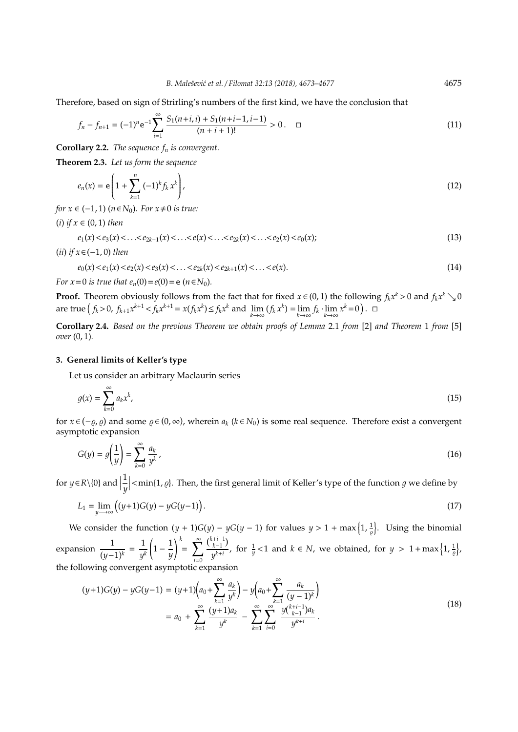Therefore, based on sign of Strirling's numbers of the first kind, we have the conclusion that

$$f_n - f_{n+1} = (-1)^n \mathrm{e}^{-1} \sum_{i=1}^{\infty} \frac{S_1(n+i,i) + S_1(n+i-1,i-1)}{(n+i+1)!} > 0\,. \quad \square \tag{11}$$

**Corollary 2.2.** *The sequence $f_n$ is convergent.*

**Theorem 2.3.** *Let us form the sequence*

$$e_n(x) = \mathrm{e}\left(1 + \sum_{k=1}^{n} (-1)^k f_k\, x^k\right), \tag{12}$$

*for $x \in (-1,1)$ ($n \in N_0$). For $x \neq 0$ is true:*

*(i) if $x \in (0,1)$ then*

$$e_1(x) < e_3(x) < \ldots < e_{2k-1}(x) < \ldots < e(x) < \ldots < e_{2k}(x) < \ldots < e_2(x) < e_0(x); \tag{13}$$

*(ii) if $x \in (-1,0)$ then*

$$e_0(x) < e_1(x) < e_2(x) < e_3(x) < \ldots < e_{2k}(x) < e_{2k+1}(x) < \ldots < e(x). \tag{14}$$

*For $x = 0$ is true that $e_n(0) = e(0) = \mathrm{e}$ ($n \in N_0$).*

**Proof.** Theorem obviously follows from the fact that for fixed $x \in (0,1)$ the following $f_k x^k > 0$ and $f_k x^k \searrow 0$ are true $\Big( f_k > 0,\ f_{k+1}x^{k+1} < f_k x^{k+1} = x(f_k x^k) \leq f_k x^k$ and $\lim\limits_{k\to\infty} (f_k\, x^k) = \lim\limits_{k\to\infty} f_k \cdot \lim\limits_{k\to\infty} x^k = 0 \Big)$. $\square$

**Corollary 2.4.** *Based on the previous Theorem we obtain proofs of Lemma 2.1 from [2] and Theorem 1 from [5] over $(0,1)$.*

## 3. General limits of Keller's type

Let us consider an arbitrary Maclaurin series

$$g(x) = \sum_{k=0}^{\infty} a_k x^k, \tag{15}$$

for $x \in (-\varrho, \varrho)$ and some $\varrho \in (0,\infty)$, wherein $a_k$ ($k \in N_0$) is some real sequence. Therefore exist a convergent asymptotic expansion

$$G(y) = g\!\left(\frac{1}{y}\right) = \sum_{k=0}^{\infty} \frac{a_k}{y^k}\,, \tag{16}$$

for $y \in R\backslash\{0\}$ and $\left|\dfrac{1}{y}\right| < \min\{1, \varrho\}$. Then, the first general limit of Keller's type of the function $g$ we define by

$$L_1 = \lim_{y \longrightarrow \infty} \Big( (y+1)G(y) - yG(y-1) \Big). \tag{17}$$

We consider the function $(y+1)G(y) - yG(y-1)$ for values $y > 1 + \max\left\{1, \frac{1}{\varrho}\right\}$. Using the binomial expansion $\dfrac{1}{(y-1)^k} = \dfrac{1}{y^k}\left(1 - \dfrac{1}{y}\right)^{-k} = \displaystyle\sum_{i=0}^{\infty} \frac{\binom{k+i-1}{k-1}}{y^{k+i}}$, for $\frac{1}{y} < 1$ and $k \in N$, we obtained, for $y > 1 + \max\left\{1, \frac{1}{\varrho}\right\}$, the following convergent asymptotic expansion

$$\begin{aligned}
(y+1)G(y) - yG(y-1) &= (y+1)\left(a_0 + \sum_{k=1}^{\infty} \frac{a_k}{y^k}\right) - y\left(a_0 + \sum_{k=1}^{\infty} \frac{a_k}{(y-1)^k}\right) \\
&= a_0 + \sum_{k=1}^{\infty} \frac{(y+1)a_k}{y^k} - \sum_{k=1}^{\infty}\sum_{i=0}^{\infty} \frac{y\binom{k+i-1}{k-1}a_k}{y^{k+i}}\,.
\end{aligned} \tag{18}$$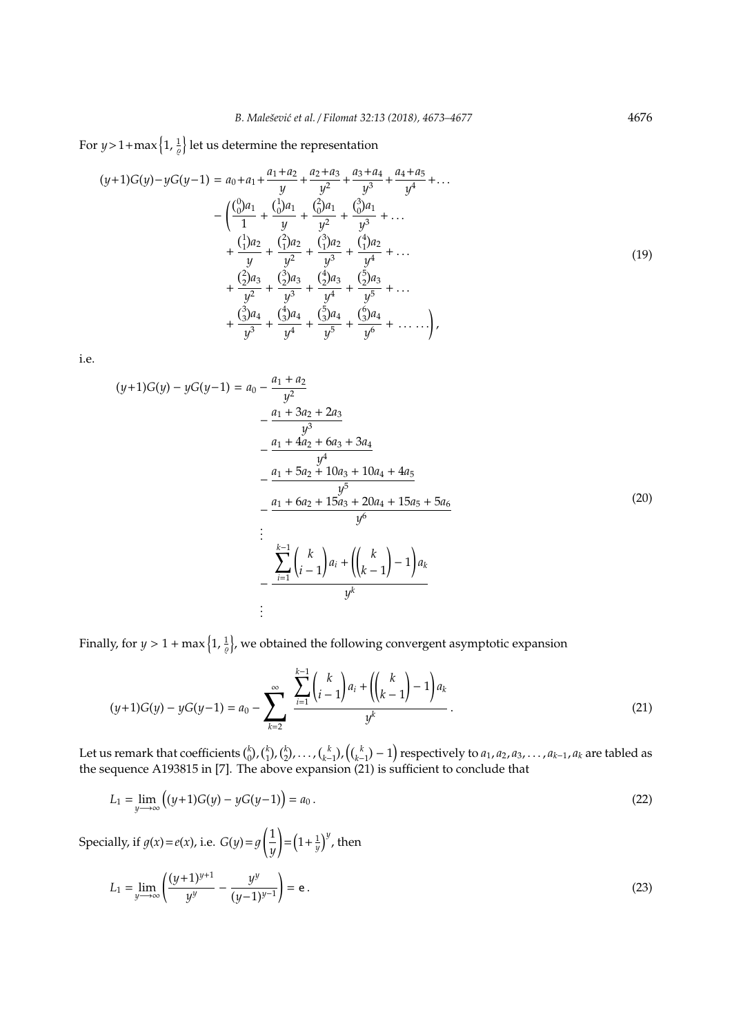For $y > 1 + \max\left\{1, \frac{1}{\varrho}\right\}$ let us determine the representation

$$
\begin{aligned}
(y+1)G(y) - yG(y-1) = {} & a_0 + a_1 + \frac{a_1+a_2}{y} + \frac{a_2+a_3}{y^2} + \frac{a_3+a_4}{y^3} + \frac{a_4+a_5}{y^4} + \ldots \\
& - \left( \frac{\binom{0}{0}a_1}{1} + \frac{\binom{1}{0}a_1}{y} + \frac{\binom{2}{0}a_1}{y^2} + \frac{\binom{3}{0}a_1}{y^3} + \ldots \right. \\
& + \frac{\binom{1}{1}a_2}{y} + \frac{\binom{2}{1}a_2}{y^2} + \frac{\binom{3}{1}a_2}{y^3} + \frac{\binom{4}{1}a_2}{y^4} + \ldots \\
& + \frac{\binom{2}{2}a_3}{y^2} + \frac{\binom{3}{2}a_3}{y^3} + \frac{\binom{4}{2}a_3}{y^4} + \frac{\binom{5}{2}a_3}{y^5} + \ldots \\
& \left. + \frac{\binom{3}{3}a_4}{y^3} + \frac{\binom{4}{3}a_4}{y^4} + \frac{\binom{5}{3}a_4}{y^5} + \frac{\binom{6}{3}a_4}{y^6} + \ldots \ldots \right),
\end{aligned}
\tag{19}
$$

i.e.

$$
\begin{aligned}
(y+1)G(y) - yG(y-1) = {} & a_0 - \frac{a_1 + a_2}{y^2} \\
& - \frac{a_1 + 3a_2 + 2a_3}{y^3} \\
& - \frac{a_1 + 4a_2 + 6a_3 + 3a_4}{y^4} \\
& - \frac{a_1 + 5a_2 + 10a_3 + 10a_4 + 4a_5}{y^5} \\
& - \frac{a_1 + 6a_2 + 15a_3 + 20a_4 + 15a_5 + 5a_6}{y^6} \\
& \;\vdots \\
& - \frac{\displaystyle\sum_{i=1}^{k-1} \binom{k}{i-1} a_i + \left( \binom{k}{k-1} - 1 \right) a_k}{y^k} \\
& \;\vdots
\end{aligned}
\tag{20}
$$

Finally, for $y > 1 + \max\left\{1, \frac{1}{\varrho}\right\}$, we obtained the following convergent asymptotic expansion

$$
(y+1)G(y) - yG(y-1) = a_0 - \sum_{k=2}^{\infty} \frac{\displaystyle\sum_{i=1}^{k-1} \binom{k}{i-1} a_i + \left( \binom{k}{k-1} - 1 \right) a_k}{y^k}.
\tag{21}
$$

Let us remark that coefficients $\binom{k}{0}, \binom{k}{1}, \binom{k}{2}, \ldots, \binom{k}{k-1}, \left(\binom{k}{k-1} - 1\right)$ respectively to $a_1, a_2, a_3, \ldots, a_{k-1}, a_k$ are tabled as the sequence A193815 in [7]. The above expansion (21) is sufficient to conclude that

$$
L_1 = \lim_{y \longrightarrow \infty} \Big( (y+1)G(y) - yG(y-1) \Big) = a_0 \,.
\tag{22}
$$

Specially, if $g(x) = e(x)$, i.e. $G(y) = g\left(\frac{1}{y}\right) = \left(1 + \frac{1}{y}\right)^y$, then

$$
L_1 = \lim_{y \longrightarrow \infty} \left( \frac{(y+1)^{y+1}}{y^y} - \frac{y^y}{(y-1)^{y-1}} \right) = \mathsf{e} \,.
\tag{23}
$$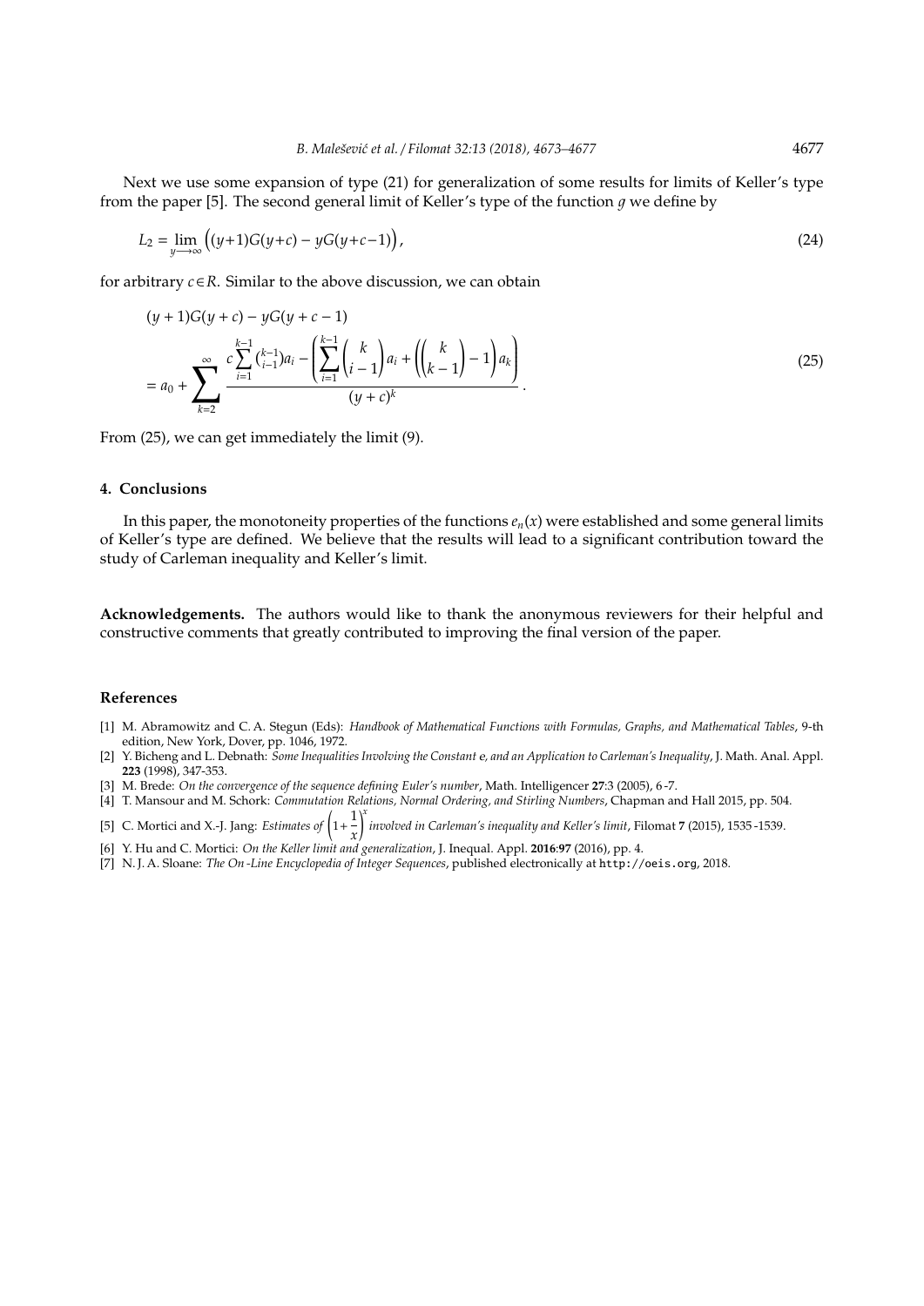Next we use some expansion of type (21) for generalization of some results for limits of Keller's type from the paper [5]. The second general limit of Keller's type of the function $g$ we define by

$$L_2 = \lim_{y \longrightarrow \infty} \Big( (y+1)G(y+c) - yG(y+c-1) \Big), \tag{24}$$

for arbitrary $c \in R$. Similar to the above discussion, we can obtain

$$\begin{aligned}
&(y+1)G(y+c) - yG(y+c-1) \\
&= a_0 + \sum_{k=2}^{\infty} \frac{c \displaystyle\sum_{i=1}^{k-1} \binom{k-1}{i-1} a_i - \left( \sum_{i=1}^{k-1} \binom{k}{i-1} a_i + \left( \binom{k}{k-1} - 1 \right) a_k \right)}{(y+c)^k}.
\end{aligned} \tag{25}$$

From (25), we can get immediately the limit (9).

## 4. Conclusions

In this paper, the monotoneity properties of the functions $e_n(x)$ were established and some general limits of Keller's type are defined. We believe that the results will lead to a significant contribution toward the study of Carleman inequality and Keller's limit.

**Acknowledgements.** The authors would like to thank the anonymous reviewers for their helpful and constructive comments that greatly contributed to improving the final version of the paper.

## References

[1] M. Abramowitz and C. A. Stegun (Eds): *Handbook of Mathematical Functions with Formulas, Graphs, and Mathematical Tables*, 9-th edition, New York, Dover, pp. 1046, 1972.

[2] Y. Bicheng and L. Debnath: *Some Inequalities Involving the Constant e, and an Application to Carleman's Inequality*, J. Math. Anal. Appl. **223** (1998), 347-353.

[3] M. Brede: *On the convergence of the sequence defining Euler's number*, Math. Intelligencer **27**:3 (2005), 6-7.

[4] T. Mansour and M. Schork: *Commutation Relations, Normal Ordering, and Stirling Numbers*, Chapman and Hall 2015, pp. 504.

[5] C. Mortici and X.-J. Jang: *Estimates of* $\left(1+\dfrac{1}{x}\right)^x$ *involved in Carleman's inequality and Keller's limit*, Filomat **7** (2015), 1535-1539.

[6] Y. Hu and C. Mortici: *On the Keller limit and generalization*, J. Inequal. Appl. **2016**:**97** (2016), pp. 4.

[7] N. J. A. Sloane: *The On-Line Encyclopedia of Integer Sequences*, published electronically at `http://oeis.org`, 2018.